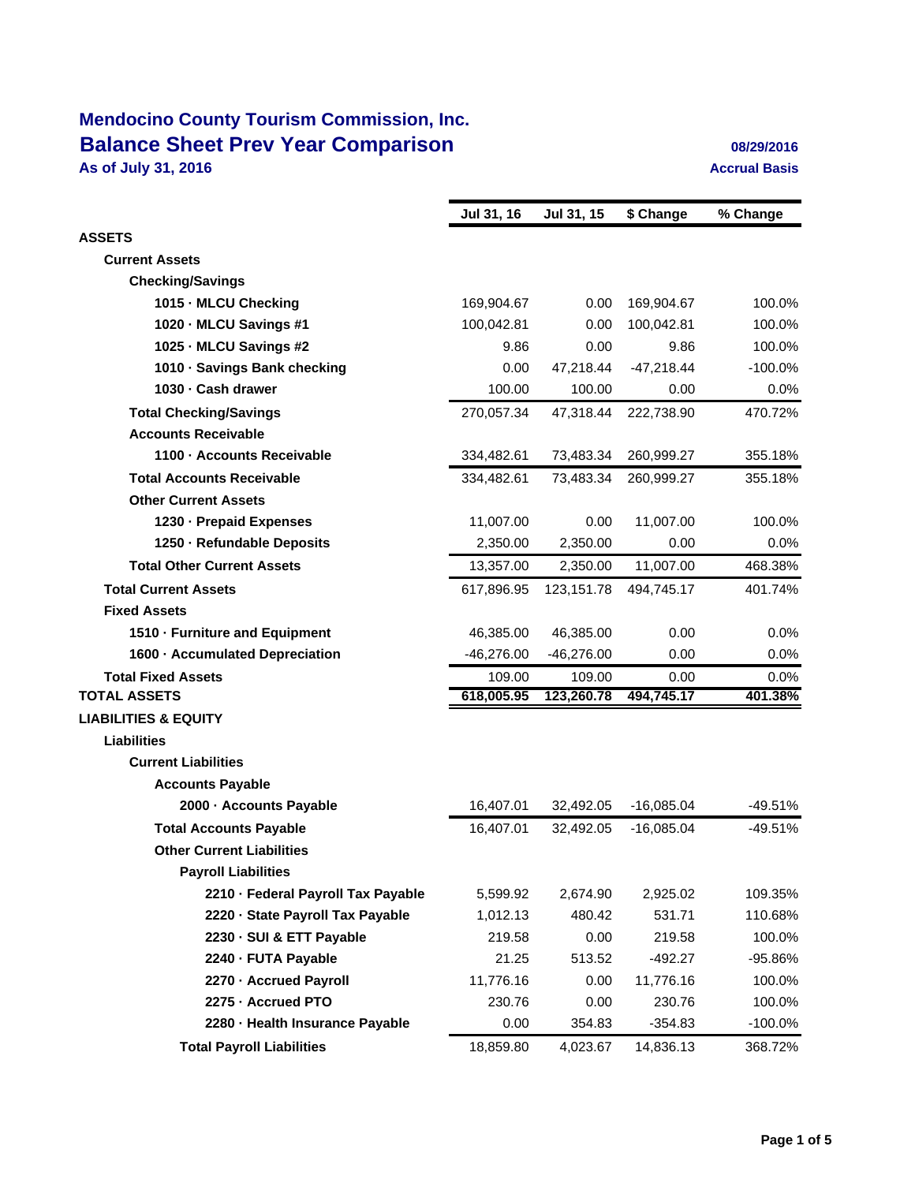# Mendocino County Tourism Commission, Inc.

## Balance Sheet Prev Year Comparison

**As of July 31, 2016**

08/29/2016

Accrual Basis

| | Jul 31, 16 | Jul 31, 15 | $ Change | % Change |
|---|---|---|---|---|
| **ASSETS** | | | | |
| **Current Assets** | | | | |
| **Checking/Savings** | | | | |
| **1015 · MLCU Checking** | 169,904.67 | 0.00 | 169,904.67 | 100.0% |
| **1020 · MLCU Savings #1** | 100,042.81 | 0.00 | 100,042.81 | 100.0% |
| **1025 · MLCU Savings #2** | 9.86 | 0.00 | 9.86 | 100.0% |
| **1010 · Savings Bank checking** | 0.00 | 47,218.44 | -47,218.44 | -100.0% |
| **1030 · Cash drawer** | 100.00 | 100.00 | 0.00 | 0.0% |
| **Total Checking/Savings** | 270,057.34 | 47,318.44 | 222,738.90 | 470.72% |
| **Accounts Receivable** | | | | |
| **1100 · Accounts Receivable** | 334,482.61 | 73,483.34 | 260,999.27 | 355.18% |
| **Total Accounts Receivable** | 334,482.61 | 73,483.34 | 260,999.27 | 355.18% |
| **Other Current Assets** | | | | |
| **1230 · Prepaid Expenses** | 11,007.00 | 0.00 | 11,007.00 | 100.0% |
| **1250 · Refundable Deposits** | 2,350.00 | 2,350.00 | 0.00 | 0.0% |
| **Total Other Current Assets** | 13,357.00 | 2,350.00 | 11,007.00 | 468.38% |
| **Total Current Assets** | 617,896.95 | 123,151.78 | 494,745.17 | 401.74% |
| **Fixed Assets** | | | | |
| **1510 · Furniture and Equipment** | 46,385.00 | 46,385.00 | 0.00 | 0.0% |
| **1600 · Accumulated Depreciation** | -46,276.00 | -46,276.00 | 0.00 | 0.0% |
| **Total Fixed Assets** | 109.00 | 109.00 | 0.00 | 0.0% |
| **TOTAL ASSETS** | **618,005.95** | **123,260.78** | **494,745.17** | **401.38%** |
| **LIABILITIES & EQUITY** | | | | |
| **Liabilities** | | | | |
| **Current Liabilities** | | | | |
| **Accounts Payable** | | | | |
| **2000 · Accounts Payable** | 16,407.01 | 32,492.05 | -16,085.04 | -49.51% |
| **Total Accounts Payable** | 16,407.01 | 32,492.05 | -16,085.04 | -49.51% |
| **Other Current Liabilities** | | | | |
| **Payroll Liabilities** | | | | |
| **2210 · Federal Payroll Tax Payable** | 5,599.92 | 2,674.90 | 2,925.02 | 109.35% |
| **2220 · State Payroll Tax Payable** | 1,012.13 | 480.42 | 531.71 | 110.68% |
| **2230 · SUI & ETT Payable** | 219.58 | 0.00 | 219.58 | 100.0% |
| **2240 · FUTA Payable** | 21.25 | 513.52 | -492.27 | -95.86% |
| **2270 · Accrued Payroll** | 11,776.16 | 0.00 | 11,776.16 | 100.0% |
| **2275 · Accrued PTO** | 230.76 | 0.00 | 230.76 | 100.0% |
| **2280 · Health Insurance Payable** | 0.00 | 354.83 | -354.83 | -100.0% |
| **Total Payroll Liabilities** | 18,859.80 | 4,023.67 | 14,836.13 | 368.72% |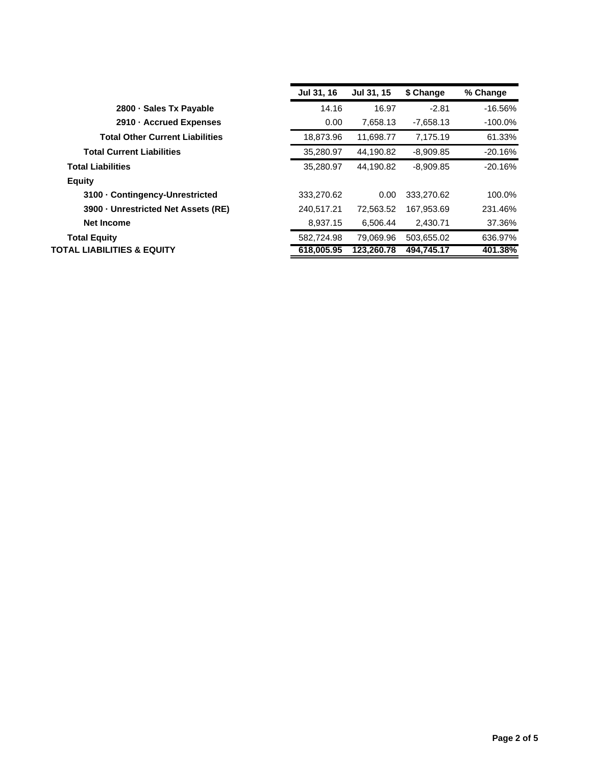| | Jul 31, 16 | Jul 31, 15 | $ Change | % Change |
|---|---|---|---|---|
| 2800 · Sales Tx Payable | 14.16 | 16.97 | -2.81 | -16.56% |
| 2910 · Accrued Expenses | 0.00 | 7,658.13 | -7,658.13 | -100.0% |
| **Total Other Current Liabilities** | 18,873.96 | 11,698.77 | 7,175.19 | 61.33% |
| **Total Current Liabilities** | 35,280.97 | 44,190.82 | -8,909.85 | -20.16% |
| **Total Liabilities** | 35,280.97 | 44,190.82 | -8,909.85 | -20.16% |
| **Equity** | | | | |
| 3100 · Contingency-Unrestricted | 333,270.62 | 0.00 | 333,270.62 | 100.0% |
| 3900 · Unrestricted Net Assets (RE) | 240,517.21 | 72,563.52 | 167,953.69 | 231.46% |
| Net Income | 8,937.15 | 6,506.44 | 2,430.71 | 37.36% |
| **Total Equity** | 582,724.98 | 79,069.96 | 503,655.02 | 636.97% |
| **TOTAL LIABILITIES & EQUITY** | **618,005.95** | **123,260.78** | **494,745.17** | **401.38%** |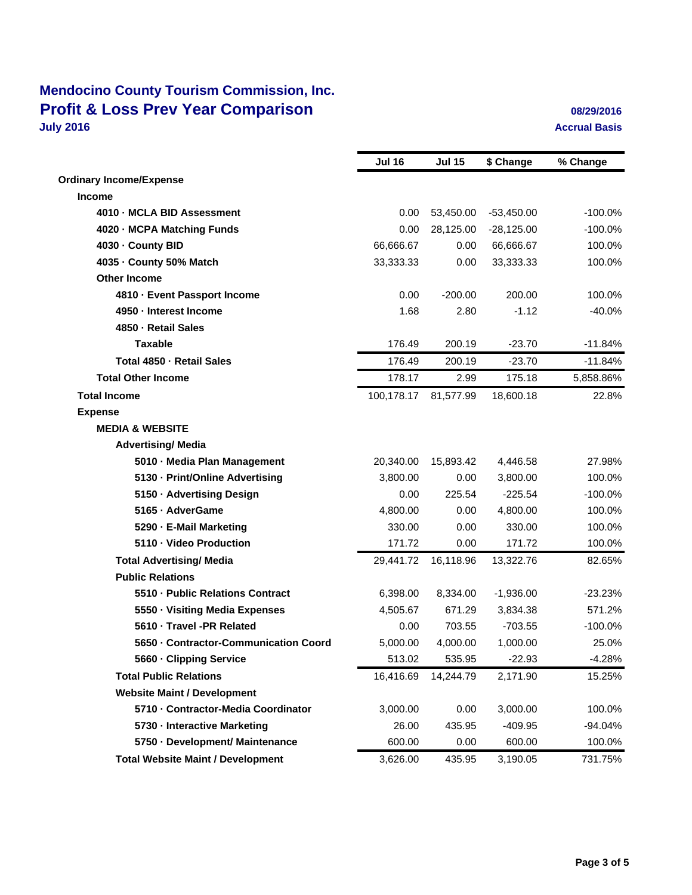# Mendocino County Tourism Commission, Inc.
## Profit & Loss Prev Year Comparison
**July 2016**

**08/29/2016**
**Accrual Basis**

| | Jul 16 | Jul 15 | $ Change | % Change |
|---|---|---|---|---|
| **Ordinary Income/Expense** | | | | |
| **Income** | | | | |
| **4010 · MCLA BID Assessment** | 0.00 | 53,450.00 | -53,450.00 | -100.0% |
| **4020 · MCPA Matching Funds** | 0.00 | 28,125.00 | -28,125.00 | -100.0% |
| **4030 · County BID** | 66,666.67 | 0.00 | 66,666.67 | 100.0% |
| **4035 · County 50% Match** | 33,333.33 | 0.00 | 33,333.33 | 100.0% |
| **Other Income** | | | | |
| **4810 · Event Passport Income** | 0.00 | -200.00 | 200.00 | 100.0% |
| **4950 · Interest Income** | 1.68 | 2.80 | -1.12 | -40.0% |
| **4850 · Retail Sales** | | | | |
| **Taxable** | 176.49 | 200.19 | -23.70 | -11.84% |
| **Total 4850 · Retail Sales** | 176.49 | 200.19 | -23.70 | -11.84% |
| **Total Other Income** | 178.17 | 2.99 | 175.18 | 5,858.86% |
| **Total Income** | 100,178.17 | 81,577.99 | 18,600.18 | 22.8% |
| **Expense** | | | | |
| **MEDIA & WEBSITE** | | | | |
| **Advertising/ Media** | | | | |
| **5010 · Media Plan Management** | 20,340.00 | 15,893.42 | 4,446.58 | 27.98% |
| **5130 · Print/Online Advertising** | 3,800.00 | 0.00 | 3,800.00 | 100.0% |
| **5150 · Advertising Design** | 0.00 | 225.54 | -225.54 | -100.0% |
| **5165 · AdverGame** | 4,800.00 | 0.00 | 4,800.00 | 100.0% |
| **5290 · E-Mail Marketing** | 330.00 | 0.00 | 330.00 | 100.0% |
| **5110 · Video Production** | 171.72 | 0.00 | 171.72 | 100.0% |
| **Total Advertising/ Media** | 29,441.72 | 16,118.96 | 13,322.76 | 82.65% |
| **Public Relations** | | | | |
| **5510 · Public Relations Contract** | 6,398.00 | 8,334.00 | -1,936.00 | -23.23% |
| **5550 · Visiting Media Expenses** | 4,505.67 | 671.29 | 3,834.38 | 571.2% |
| **5610 · Travel -PR Related** | 0.00 | 703.55 | -703.55 | -100.0% |
| **5650 · Contractor-Communication Coord** | 5,000.00 | 4,000.00 | 1,000.00 | 25.0% |
| **5660 · Clipping Service** | 513.02 | 535.95 | -22.93 | -4.28% |
| **Total Public Relations** | 16,416.69 | 14,244.79 | 2,171.90 | 15.25% |
| **Website Maint / Development** | | | | |
| **5710 · Contractor-Media Coordinator** | 3,000.00 | 0.00 | 3,000.00 | 100.0% |
| **5730 · Interactive Marketing** | 26.00 | 435.95 | -409.95 | -94.04% |
| **5750 · Development/ Maintenance** | 600.00 | 0.00 | 600.00 | 100.0% |
| **Total Website Maint / Development** | 3,626.00 | 435.95 | 3,190.05 | 731.75% |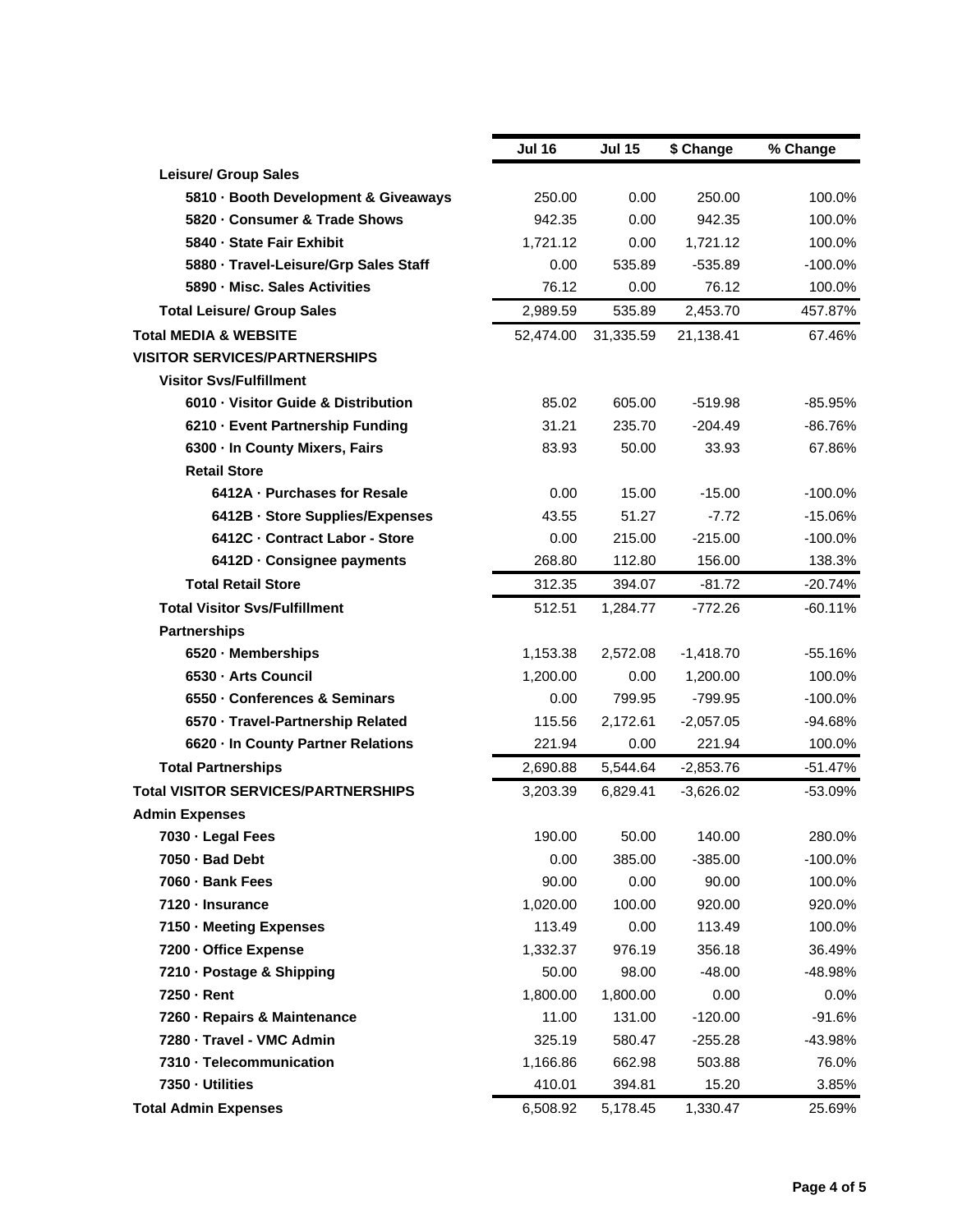| | Jul 16 | Jul 15 | $ Change | % Change |
|---|---|---|---|---|
| **Leisure/ Group Sales** | | | | |
| **5810 · Booth Development & Giveaways** | 250.00 | 0.00 | 250.00 | 100.0% |
| **5820 · Consumer & Trade Shows** | 942.35 | 0.00 | 942.35 | 100.0% |
| **5840 · State Fair Exhibit** | 1,721.12 | 0.00 | 1,721.12 | 100.0% |
| **5880 · Travel-Leisure/Grp Sales Staff** | 0.00 | 535.89 | -535.89 | -100.0% |
| **5890 · Misc. Sales Activities** | 76.12 | 0.00 | 76.12 | 100.0% |
| **Total Leisure/ Group Sales** | 2,989.59 | 535.89 | 2,453.70 | 457.87% |
| **Total MEDIA & WEBSITE** | 52,474.00 | 31,335.59 | 21,138.41 | 67.46% |
| **VISITOR SERVICES/PARTNERSHIPS** | | | | |
| **Visitor Svs/Fulfillment** | | | | |
| **6010 · Visitor Guide & Distribution** | 85.02 | 605.00 | -519.98 | -85.95% |
| **6210 · Event Partnership Funding** | 31.21 | 235.70 | -204.49 | -86.76% |
| **6300 · In County Mixers, Fairs** | 83.93 | 50.00 | 33.93 | 67.86% |
| **Retail Store** | | | | |
| **6412A · Purchases for Resale** | 0.00 | 15.00 | -15.00 | -100.0% |
| **6412B · Store Supplies/Expenses** | 43.55 | 51.27 | -7.72 | -15.06% |
| **6412C · Contract Labor - Store** | 0.00 | 215.00 | -215.00 | -100.0% |
| **6412D · Consignee payments** | 268.80 | 112.80 | 156.00 | 138.3% |
| **Total Retail Store** | 312.35 | 394.07 | -81.72 | -20.74% |
| **Total Visitor Svs/Fulfillment** | 512.51 | 1,284.77 | -772.26 | -60.11% |
| **Partnerships** | | | | |
| **6520 · Memberships** | 1,153.38 | 2,572.08 | -1,418.70 | -55.16% |
| **6530 · Arts Council** | 1,200.00 | 0.00 | 1,200.00 | 100.0% |
| **6550 · Conferences & Seminars** | 0.00 | 799.95 | -799.95 | -100.0% |
| **6570 · Travel-Partnership Related** | 115.56 | 2,172.61 | -2,057.05 | -94.68% |
| **6620 · In County Partner Relations** | 221.94 | 0.00 | 221.94 | 100.0% |
| **Total Partnerships** | 2,690.88 | 5,544.64 | -2,853.76 | -51.47% |
| **Total VISITOR SERVICES/PARTNERSHIPS** | 3,203.39 | 6,829.41 | -3,626.02 | -53.09% |
| **Admin Expenses** | | | | |
| **7030 · Legal Fees** | 190.00 | 50.00 | 140.00 | 280.0% |
| **7050 · Bad Debt** | 0.00 | 385.00 | -385.00 | -100.0% |
| **7060 · Bank Fees** | 90.00 | 0.00 | 90.00 | 100.0% |
| **7120 · Insurance** | 1,020.00 | 100.00 | 920.00 | 920.0% |
| **7150 · Meeting Expenses** | 113.49 | 0.00 | 113.49 | 100.0% |
| **7200 · Office Expense** | 1,332.37 | 976.19 | 356.18 | 36.49% |
| **7210 · Postage & Shipping** | 50.00 | 98.00 | -48.00 | -48.98% |
| **7250 · Rent** | 1,800.00 | 1,800.00 | 0.00 | 0.0% |
| **7260 · Repairs & Maintenance** | 11.00 | 131.00 | -120.00 | -91.6% |
| **7280 · Travel - VMC Admin** | 325.19 | 580.47 | -255.28 | -43.98% |
| **7310 · Telecommunication** | 1,166.86 | 662.98 | 503.88 | 76.0% |
| **7350 · Utilities** | 410.01 | 394.81 | 15.20 | 3.85% |
| **Total Admin Expenses** | 6,508.92 | 5,178.45 | 1,330.47 | 25.69% |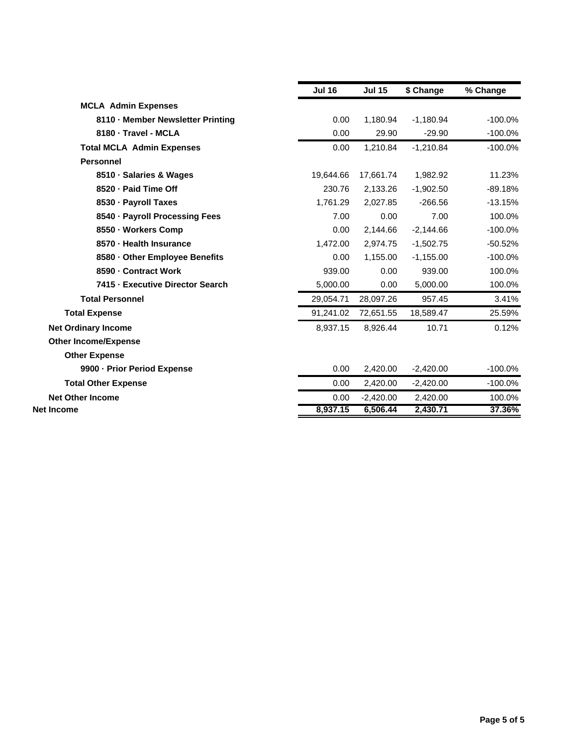| | Jul 16 | Jul 15 | $ Change | % Change |
|---|---|---|---|---|
| **MCLA Admin Expenses** | | | | |
| **8110 · Member Newsletter Printing** | 0.00 | 1,180.94 | -1,180.94 | -100.0% |
| **8180 · Travel - MCLA** | 0.00 | 29.90 | -29.90 | -100.0% |
| **Total MCLA Admin Expenses** | 0.00 | 1,210.84 | -1,210.84 | -100.0% |
| **Personnel** | | | | |
| **8510 · Salaries & Wages** | 19,644.66 | 17,661.74 | 1,982.92 | 11.23% |
| **8520 · Paid Time Off** | 230.76 | 2,133.26 | -1,902.50 | -89.18% |
| **8530 · Payroll Taxes** | 1,761.29 | 2,027.85 | -266.56 | -13.15% |
| **8540 · Payroll Processing Fees** | 7.00 | 0.00 | 7.00 | 100.0% |
| **8550 · Workers Comp** | 0.00 | 2,144.66 | -2,144.66 | -100.0% |
| **8570 · Health Insurance** | 1,472.00 | 2,974.75 | -1,502.75 | -50.52% |
| **8580 · Other Employee Benefits** | 0.00 | 1,155.00 | -1,155.00 | -100.0% |
| **8590 · Contract Work** | 939.00 | 0.00 | 939.00 | 100.0% |
| **7415 · Executive Director Search** | 5,000.00 | 0.00 | 5,000.00 | 100.0% |
| **Total Personnel** | 29,054.71 | 28,097.26 | 957.45 | 3.41% |
| **Total Expense** | 91,241.02 | 72,651.55 | 18,589.47 | 25.59% |
| **Net Ordinary Income** | 8,937.15 | 8,926.44 | 10.71 | 0.12% |
| **Other Income/Expense** | | | | |
| **Other Expense** | | | | |
| **9900 · Prior Period Expense** | 0.00 | 2,420.00 | -2,420.00 | -100.0% |
| **Total Other Expense** | 0.00 | 2,420.00 | -2,420.00 | -100.0% |
| **Net Other Income** | 0.00 | -2,420.00 | 2,420.00 | 100.0% |
| **Net Income** | **8,937.15** | **6,506.44** | **2,430.71** | **37.36%** |